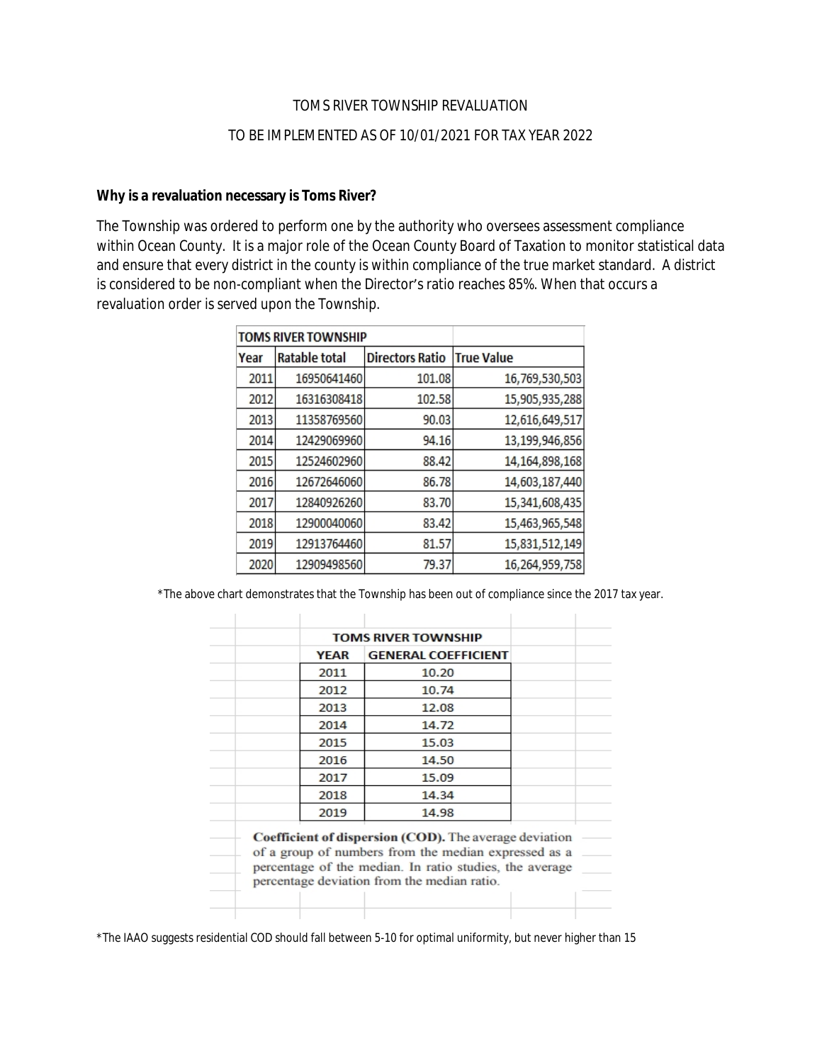TOMS RIVER TOWNSHIP REVALUATION

TO BE IMPLEMENTED AS OF 10/01/2021 FOR TAX YEAR 2022

**Why is a revaluation necessary is Toms River?**

The Township was ordered to perform one by the authority who oversees assessment compliance within Ocean County. It is a major role of the Ocean County Board of Taxation to monitor statistical data and ensure that every district in the county is within compliance of the true market standard. A district is considered to be non-compliant when the Director's ratio reaches 85%. When that occurs a revaluation order is served upon the Township.

| TOMS RIVER TOWNSHIP | | | |
|---|---|---|---|
| Year | Ratable total | Directors Ratio | True Value |
| 2011 | 16950641460 | 101.08 | 16,769,530,503 |
| 2012 | 16316308418 | 102.58 | 15,905,935,288 |
| 2013 | 11358769560 | 90.03 | 12,616,649,517 |
| 2014 | 12429069960 | 94.16 | 13,199,946,856 |
| 2015 | 12524602960 | 88.42 | 14,164,898,168 |
| 2016 | 12672646060 | 86.78 | 14,603,187,440 |
| 2017 | 12840926260 | 83.70 | 15,341,608,435 |
| 2018 | 12900040060 | 83.42 | 15,463,965,548 |
| 2019 | 12913764460 | 81.57 | 15,831,512,149 |
| 2020 | 12909498560 | 79.37 | 16,264,959,758 |

*The above chart demonstrates that the Township has been out of compliance since the 2017 tax year.

| TOMS RIVER TOWNSHIP | |
|---|---|
| YEAR | GENERAL COEFFICIENT |
| 2011 | 10.20 |
| 2012 | 10.74 |
| 2013 | 12.08 |
| 2014 | 14.72 |
| 2015 | 15.03 |
| 2016 | 14.50 |
| 2017 | 15.09 |
| 2018 | 14.34 |
| 2019 | 14.98 |

**Coefficient of dispersion (COD).** The average deviation of a group of numbers from the median expressed as a percentage of the median. In ratio studies, the average percentage deviation from the median ratio.

*The IAAO suggests residential COD should fall between 5-10 for optimal uniformity, but never higher than 15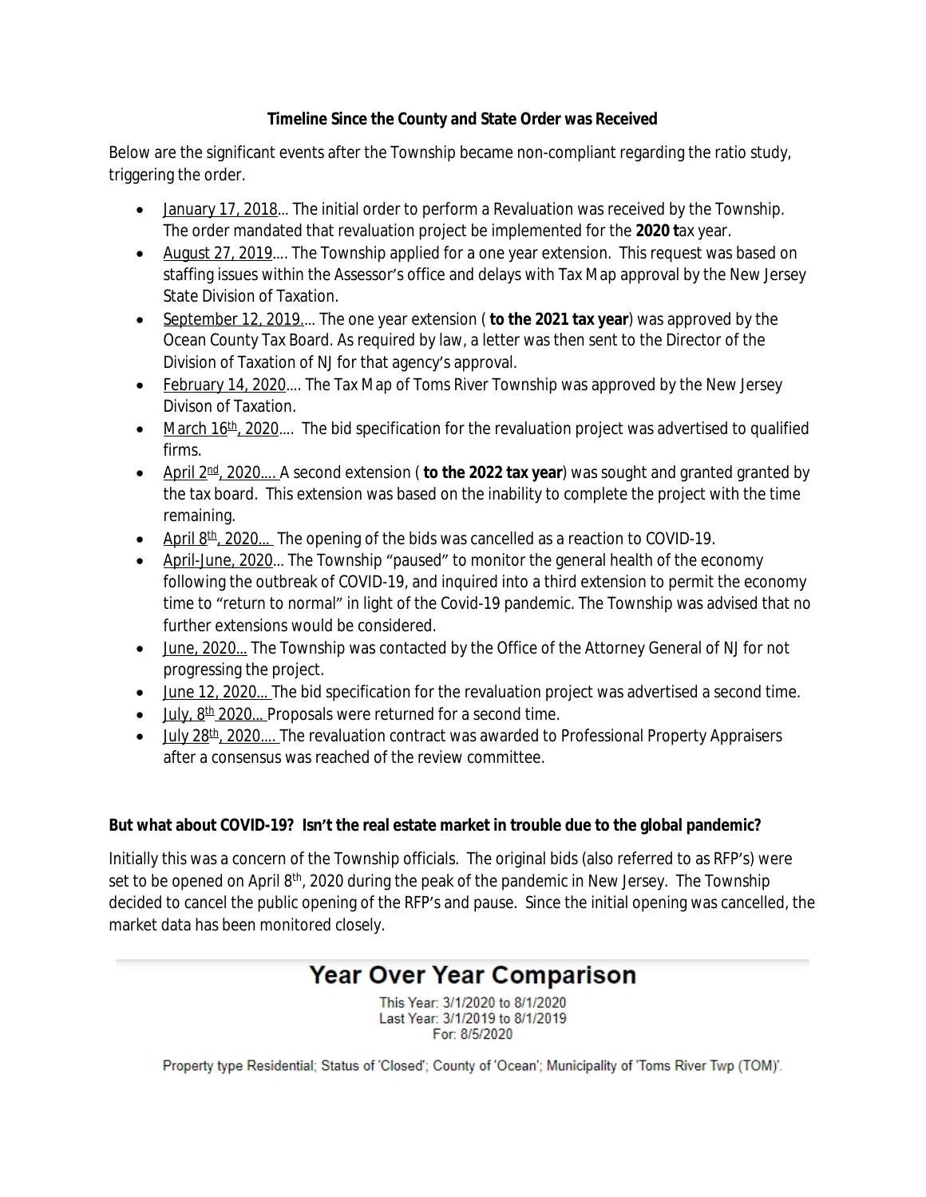**Timeline Since the County and State Order was Received**

Below are the significant events after the Township became non-compliant regarding the ratio study, triggering the order.

- January 17, 2018... The initial order to perform a Revaluation was received by the Township. The order mandated that revaluation project be implemented for the **2020 t**ax year.
- August 27, 2019.... The Township applied for a one year extension. This request was based on staffing issues within the Assessor's office and delays with Tax Map approval by the New Jersey State Division of Taxation.
- September 12, 2019.... The one year extension ( **to the 2021 tax year**) was approved by the Ocean County Tax Board. As required by law, a letter was then sent to the Director of the Division of Taxation of NJ for that agency's approval.
- February 14, 2020.... The Tax Map of Toms River Township was approved by the New Jersey Divison of Taxation.
- March 16th, 2020.... The bid specification for the revaluation project was advertised to qualified firms.
- April 2nd, 2020.... A second extension ( **to the 2022 tax year**) was sought and granted granted by the tax board. This extension was based on the inability to complete the project with the time remaining.
- April 8th, 2020... The opening of the bids was cancelled as a reaction to COVID-19.
- April-June, 2020... The Township "paused" to monitor the general health of the economy following the outbreak of COVID-19, and inquired into a third extension to permit the economy time to "return to normal" in light of the Covid-19 pandemic. The Township was advised that no further extensions would be considered.
- June, 2020... The Township was contacted by the Office of the Attorney General of NJ for not progressing the project.
- June 12, 2020... The bid specification for the revaluation project was advertised a second time.
- July, 8th 2020... Proposals were returned for a second time.
- July 28th, 2020.... The revaluation contract was awarded to Professional Property Appraisers after a consensus was reached of the review committee.

**But what about COVID-19? Isn't the real estate market in trouble due to the global pandemic?**

Initially this was a concern of the Township officials. The original bids (also referred to as RFP's) were set to be opened on April 8th, 2020 during the peak of the pandemic in New Jersey. The Township decided to cancel the public opening of the RFP's and pause. Since the initial opening was cancelled, the market data has been monitored closely.

## Year Over Year Comparison

This Year: 3/1/2020 to 8/1/2020
Last Year: 3/1/2019 to 8/1/2019
For: 8/5/2020

Property type Residential; Status of 'Closed'; County of 'Ocean'; Municipality of 'Toms River Twp (TOM)'.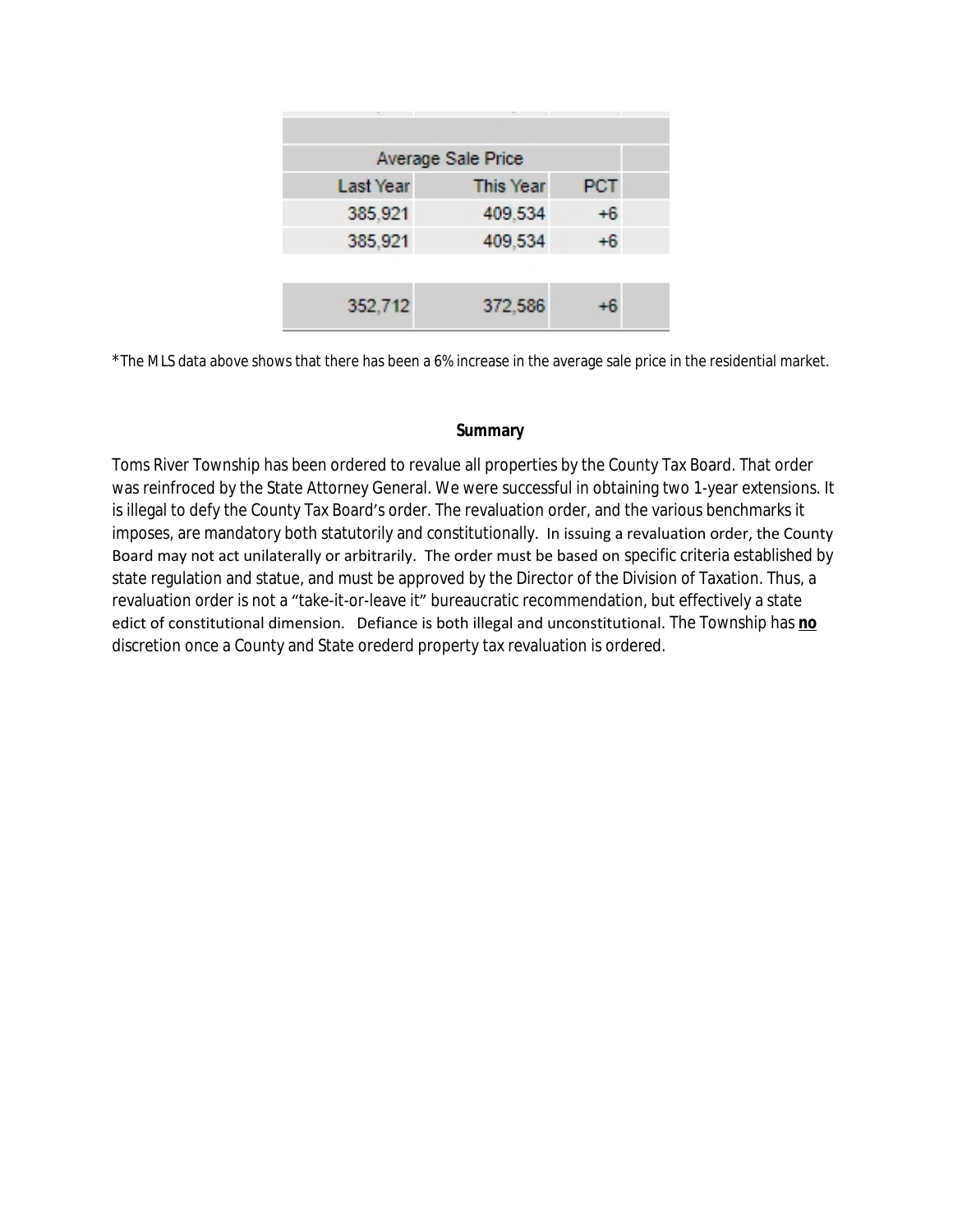| Average Sale Price | | | |
| --- | --- | --- | --- |
| Last Year | This Year | PCT | |
| 385,921 | 409,534 | +6 | |
| 385,921 | 409,534 | +6 | |
| | | | |
| 352,712 | 372,586 | +6 | |

*The MLS data above shows that there has been a 6% increase in the average sale price in the residential market.

**Summary**

Toms River Township has been ordered to revalue all properties by the County Tax Board. That order was reinfroced by the State Attorney General. We were successful in obtaining two 1-year extensions. It is illegal to defy the County Tax Board's order. The revaluation order, and the various benchmarks it imposes, are mandatory both statutorily and constitutionally. In issuing a revaluation order, the County Board may not act unilaterally or arbitrarily. The order must be based on specific criteria established by state regulation and statue, and must be approved by the Director of the Division of Taxation. Thus, a revaluation order is not a "take-it-or-leave it" bureaucratic recommendation, but effectively a state edict of constitutional dimension. Defiance is both illegal and unconstitutional. The Township has **no** discretion once a County and State orederd property tax revaluation is ordered.